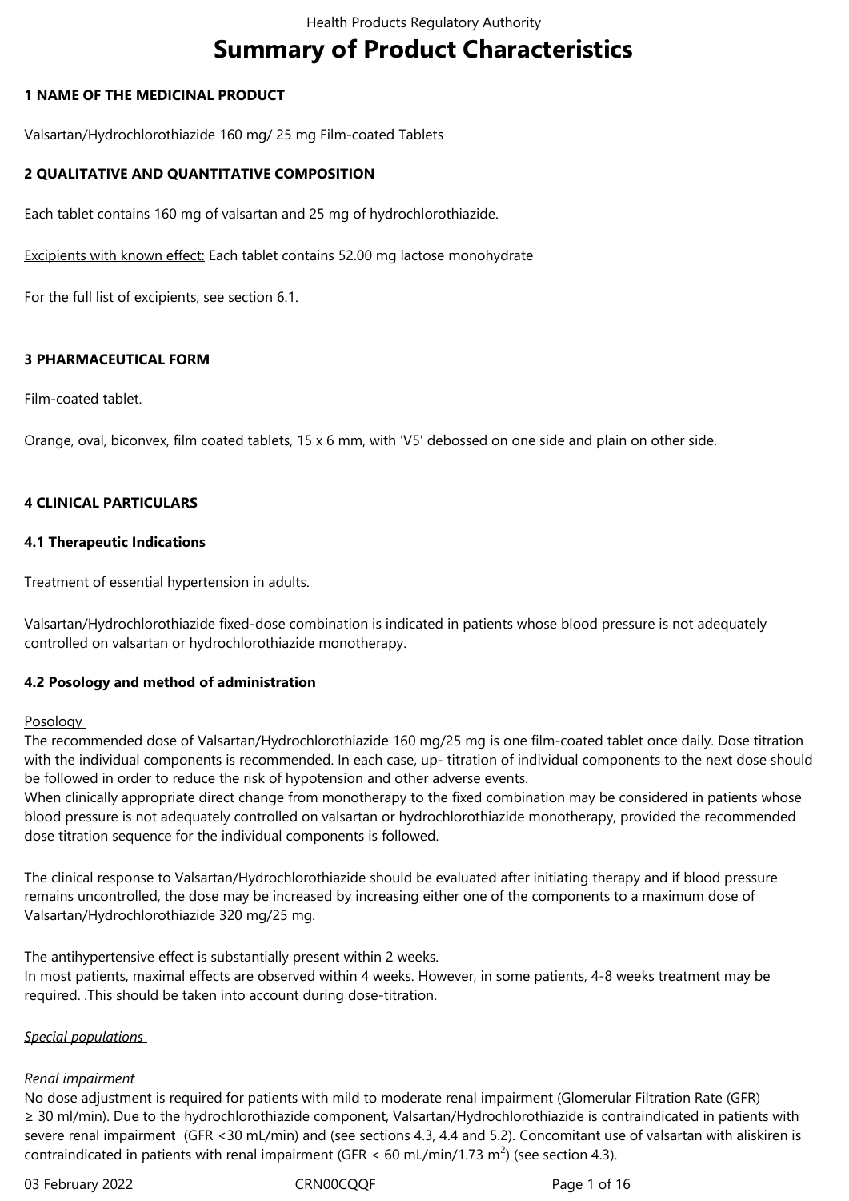# Summary of Product Characteristics

## 1 NAME OF THE MEDICINAL PRODUCT

Valsartan/Hydrochlorothiazide 160 mg/ 25 mg Film-coated Tablets

## 2 QUALITATIVE AND QUANTITATIVE COMPOSITION

Each tablet contains 160 mg of valsartan and 25 mg of hydrochlorothiazide.

Excipients with known effect: Each tablet contains 52.00 mg lactose monohydrate

For the full list of excipients, see section 6.1.

## 3 PHARMACEUTICAL FORM

Film-coated tablet.

Orange, oval, biconvex, film coated tablets, 15 x 6 mm, with 'V5' debossed on one side and plain on other side.

## 4 CLINICAL PARTICULARS

### 4.1 Therapeutic Indications

Treatment of essential hypertension in adults.

Valsartan/Hydrochlorothiazide fixed-dose combination is indicated in patients whose blood pressure is not adequately controlled on valsartan or hydrochlorothiazide monotherapy.

### 4.2 Posology and method of administration

Posology

The recommended dose of Valsartan/Hydrochlorothiazide 160 mg/25 mg is one film-coated tablet once daily. Dose titration with the individual components is recommended. In each case, up- titration of individual components to the next dose should be followed in order to reduce the risk of hypotension and other adverse events.

When clinically appropriate direct change from monotherapy to the fixed combination may be considered in patients whose blood pressure is not adequately controlled on valsartan or hydrochlorothiazide monotherapy, provided the recommended dose titration sequence for the individual components is followed.

The clinical response to Valsartan/Hydrochlorothiazide should be evaluated after initiating therapy and if blood pressure remains uncontrolled, the dose may be increased by increasing either one of the components to a maximum dose of Valsartan/Hydrochlorothiazide 320 mg/25 mg.

The antihypertensive effect is substantially present within 2 weeks.

In most patients, maximal effects are observed within 4 weeks. However, in some patients, 4-8 weeks treatment may be required. .This should be taken into account during dose-titration.

*Special populations*

*Renal impairment*

No dose adjustment is required for patients with mild to moderate renal impairment (Glomerular Filtration Rate (GFR) ≥ 30 ml/min). Due to the hydrochlorothiazide component, Valsartan/Hydrochlorothiazide is contraindicated in patients with severe renal impairment (GFR <30 mL/min) and (see sections 4.3, 4.4 and 5.2). Concomitant use of valsartan with aliskiren is contraindicated in patients with renal impairment (GFR < 60 mL/min/1.73 $m^2$) (see section 4.3).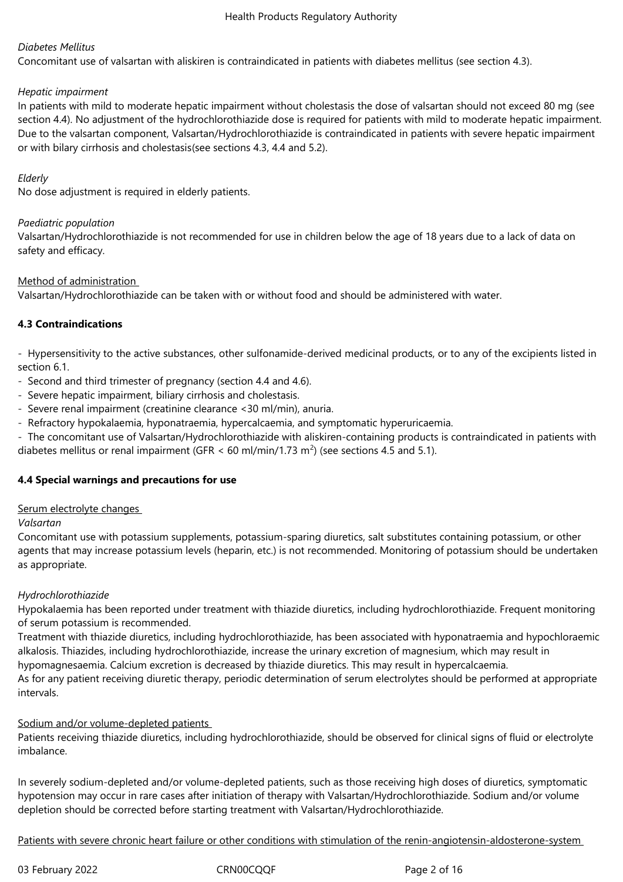*Diabetes Mellitus*
Concomitant use of valsartan with aliskiren is contraindicated in patients with diabetes mellitus (see section 4.3).

*Hepatic impairment*
In patients with mild to moderate hepatic impairment without cholestasis the dose of valsartan should not exceed 80 mg (see section 4.4). No adjustment of the hydrochlorothiazide dose is required for patients with mild to moderate hepatic impairment. Due to the valsartan component, Valsartan/Hydrochlorothiazide is contraindicated in patients with severe hepatic impairment or with bilary cirrhosis and cholestasis(see sections 4.3, 4.4 and 5.2).

*Elderly*
No dose adjustment is required in elderly patients.

*Paediatric population*
Valsartan/Hydrochlorothiazide is not recommended for use in children below the age of 18 years due to a lack of data on safety and efficacy.

Method of administration
Valsartan/Hydrochlorothiazide can be taken with or without food and should be administered with water.

**4.3 Contraindications**

- Hypersensitivity to the active substances, other sulfonamide-derived medicinal products, or to any of the excipients listed in section 6.1.
- Second and third trimester of pregnancy (section 4.4 and 4.6).
- Severe hepatic impairment, biliary cirrhosis and cholestasis.
- Severe renal impairment (creatinine clearance <30 ml/min), anuria.
- Refractory hypokalaemia, hyponatraemia, hypercalcaemia, and symptomatic hyperuricaemia.
- The concomitant use of Valsartan/Hydrochlorothiazide with aliskiren-containing products is contraindicated in patients with diabetes mellitus or renal impairment (GFR < 60 ml/min/1.73 $m^2$) (see sections 4.5 and 5.1).

**4.4 Special warnings and precautions for use**

Serum electrolyte changes
*Valsartan*
Concomitant use with potassium supplements, potassium-sparing diuretics, salt substitutes containing potassium, or other agents that may increase potassium levels (heparin, etc.) is not recommended. Monitoring of potassium should be undertaken as appropriate.

*Hydrochlorothiazide*
Hypokalaemia has been reported under treatment with thiazide diuretics, including hydrochlorothiazide. Frequent monitoring of serum potassium is recommended.
Treatment with thiazide diuretics, including hydrochlorothiazide, has been associated with hyponatraemia and hypochloraemic alkalosis. Thiazides, including hydrochlorothiazide, increase the urinary excretion of magnesium, which may result in hypomagnesaemia. Calcium excretion is decreased by thiazide diuretics. This may result in hypercalcaemia.
As for any patient receiving diuretic therapy, periodic determination of serum electrolytes should be performed at appropriate intervals.

Sodium and/or volume-depleted patients
Patients receiving thiazide diuretics, including hydrochlorothiazide, should be observed for clinical signs of fluid or electrolyte imbalance.

In severely sodium-depleted and/or volume-depleted patients, such as those receiving high doses of diuretics, symptomatic hypotension may occur in rare cases after initiation of therapy with Valsartan/Hydrochlorothiazide. Sodium and/or volume depletion should be corrected before starting treatment with Valsartan/Hydrochlorothiazide.

Patients with severe chronic heart failure or other conditions with stimulation of the renin-angiotensin-aldosterone-system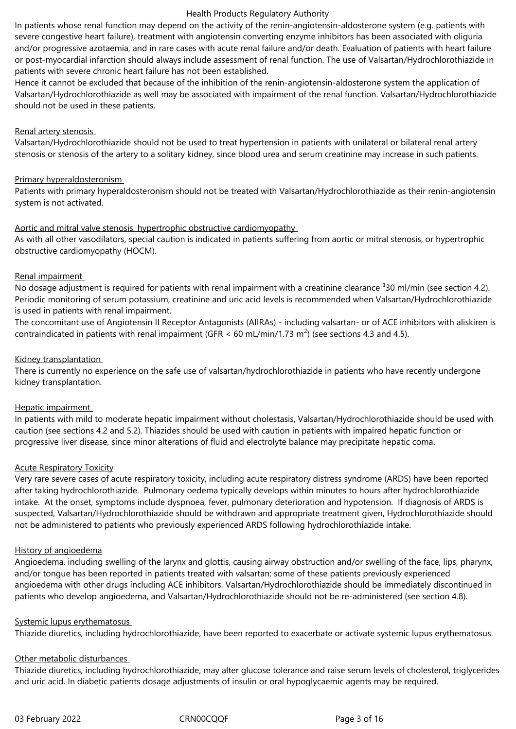In patients whose renal function may depend on the activity of the renin-angiotensin-aldosterone system (e.g. patients with severe congestive heart failure), treatment with angiotensin converting enzyme inhibitors has been associated with oliguria and/or progressive azotaemia, and in rare cases with acute renal failure and/or death. Evaluation of patients with heart failure or post-myocardial infarction should always include assessment of renal function. The use of Valsartan/Hydrochlorothiazide in patients with severe chronic heart failure has not been established.

Hence it cannot be excluded that because of the inhibition of the renin-angiotensin-aldosterone system the application of Valsartan/Hydrochlorothiazide as well may be associated with impairment of the renal function. Valsartan/Hydrochlorothiazide should not be used in these patients.

Renal artery stenosis

Valsartan/Hydrochlorothiazide should not be used to treat hypertension in patients with unilateral or bilateral renal artery stenosis or stenosis of the artery to a solitary kidney, since blood urea and serum creatinine may increase in such patients.

Primary hyperaldosteronism

Patients with primary hyperaldosteronism should not be treated with Valsartan/Hydrochlorothiazide as their renin-angiotensin system is not activated.

Aortic and mitral valve stenosis, hypertrophic obstructive cardiomyopathy

As with all other vasodilators, special caution is indicated in patients suffering from aortic or mitral stenosis, or hypertrophic obstructive cardiomyopathy (HOCM).

Renal impairment

No dosage adjustment is required for patients with renal impairment with a creatinine clearance ³30 ml/min (see section 4.2). Periodic monitoring of serum potassium, creatinine and uric acid levels is recommended when Valsartan/Hydrochlorothiazide is used in patients with renal impairment.

The concomitant use of Angiotensin II Receptor Antagonists (AIIRAs) - including valsartan- or of ACE inhibitors with aliskiren is contraindicated in patients with renal impairment (GFR < 60 mL/min/1.73 $m^2$) (see sections 4.3 and 4.5).

Kidney transplantation

There is currently no experience on the safe use of valsartan/hydrochlorothiazide in patients who have recently undergone kidney transplantation.

Hepatic impairment

In patients with mild to moderate hepatic impairment without cholestasis, Valsartan/Hydrochlorothiazide should be used with caution (see sections 4.2 and 5.2). Thiazides should be used with caution in patients with impaired hepatic function or progressive liver disease, since minor alterations of fluid and electrolyte balance may precipitate hepatic coma.

Acute Respiratory Toxicity

Very rare severe cases of acute respiratory toxicity, including acute respiratory distress syndrome (ARDS) have been reported after taking hydrochlorothiazide. Pulmonary oedema typically develops within minutes to hours after hydrochlorothiazide intake. At the onset, symptoms include dyspnoea, fever, pulmonary deterioration and hypotension. If diagnosis of ARDS is suspected, Valsartan/Hydrochlorothiazide should be withdrawn and appropriate treatment given, Hydrochlorothiazide should not be administered to patients who previously experienced ARDS following hydrochlorothiazide intake.

History of angioedema

Angioedema, including swelling of the larynx and glottis, causing airway obstruction and/or swelling of the face, lips, pharynx, and/or tongue has been reported in patients treated with valsartan; some of these patients previously experienced angioedema with other drugs including ACE inhibitors. Valsartan/Hydrochlorothiazide should be immediately discontinued in patients who develop angioedema, and Valsartan/Hydrochlorothiazide should not be re-administered (see section 4.8).

Systemic lupus erythematosus

Thiazide diuretics, including hydrochlorothiazide, have been reported to exacerbate or activate systemic lupus erythematosus.

Other metabolic disturbances

Thiazide diuretics, including hydrochlorothiazide, may alter glucose tolerance and raise serum levels of cholesterol, triglycerides and uric acid. In diabetic patients dosage adjustments of insulin or oral hypoglycaemic agents may be required.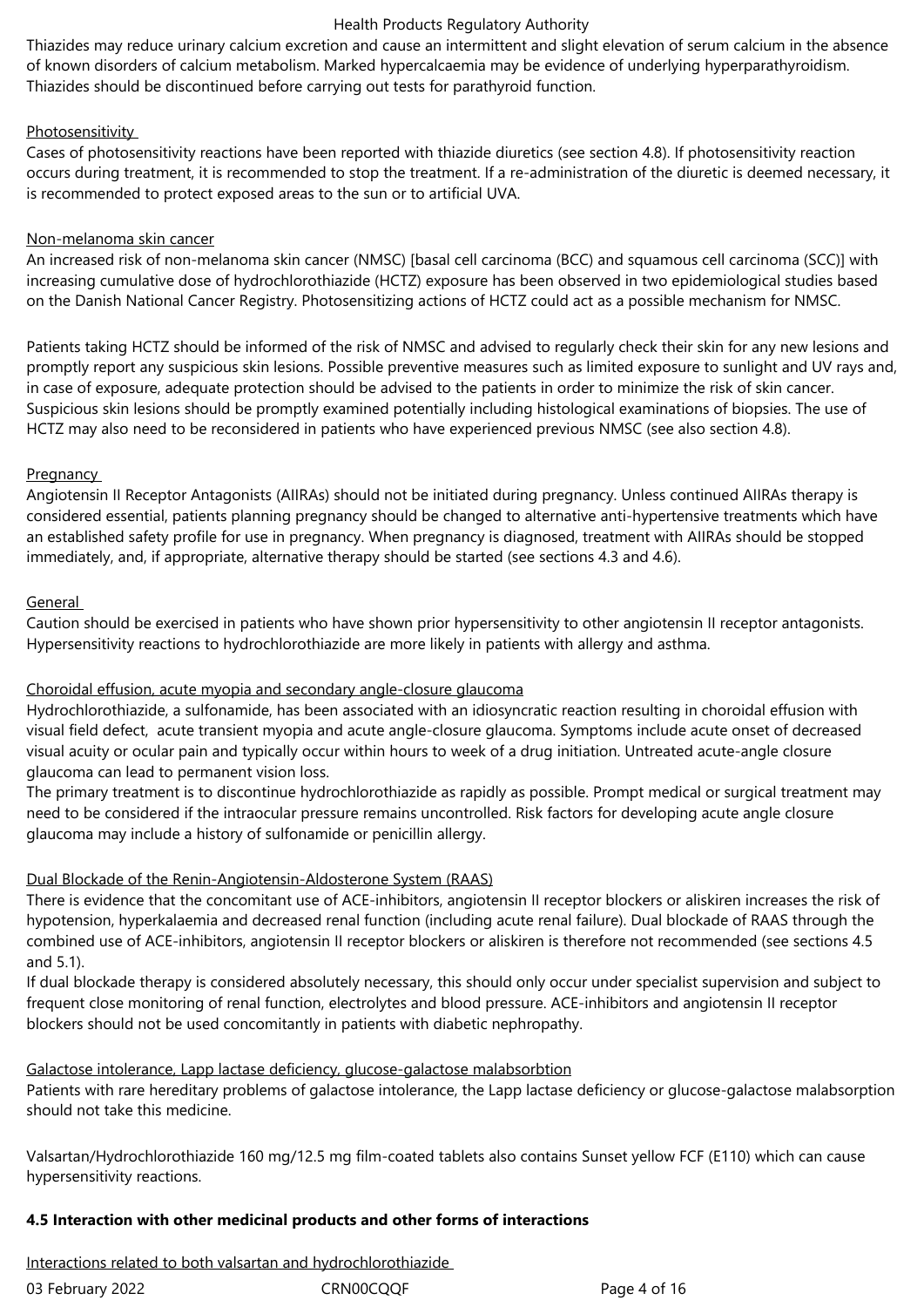Thiazides may reduce urinary calcium excretion and cause an intermittent and slight elevation of serum calcium in the absence of known disorders of calcium metabolism. Marked hypercalcaemia may be evidence of underlying hyperparathyroidism. Thiazides should be discontinued before carrying out tests for parathyroid function.

Photosensitivity

Cases of photosensitivity reactions have been reported with thiazide diuretics (see section 4.8). If photosensitivity reaction occurs during treatment, it is recommended to stop the treatment. If a re-administration of the diuretic is deemed necessary, it is recommended to protect exposed areas to the sun or to artificial UVA.

Non-melanoma skin cancer

An increased risk of non-melanoma skin cancer (NMSC) [basal cell carcinoma (BCC) and squamous cell carcinoma (SCC)] with increasing cumulative dose of hydrochlorothiazide (HCTZ) exposure has been observed in two epidemiological studies based on the Danish National Cancer Registry. Photosensitizing actions of HCTZ could act as a possible mechanism for NMSC.

Patients taking HCTZ should be informed of the risk of NMSC and advised to regularly check their skin for any new lesions and promptly report any suspicious skin lesions. Possible preventive measures such as limited exposure to sunlight and UV rays and, in case of exposure, adequate protection should be advised to the patients in order to minimize the risk of skin cancer. Suspicious skin lesions should be promptly examined potentially including histological examinations of biopsies. The use of HCTZ may also need to be reconsidered in patients who have experienced previous NMSC (see also section 4.8).

Pregnancy

Angiotensin II Receptor Antagonists (AIIRAs) should not be initiated during pregnancy. Unless continued AIIRAs therapy is considered essential, patients planning pregnancy should be changed to alternative anti-hypertensive treatments which have an established safety profile for use in pregnancy. When pregnancy is diagnosed, treatment with AIIRAs should be stopped immediately, and, if appropriate, alternative therapy should be started (see sections 4.3 and 4.6).

General

Caution should be exercised in patients who have shown prior hypersensitivity to other angiotensin II receptor antagonists. Hypersensitivity reactions to hydrochlorothiazide are more likely in patients with allergy and asthma.

Choroidal effusion, acute myopia and secondary angle-closure glaucoma

Hydrochlorothiazide, a sulfonamide, has been associated with an idiosyncratic reaction resulting in choroidal effusion with visual field defect, acute transient myopia and acute angle-closure glaucoma. Symptoms include acute onset of decreased visual acuity or ocular pain and typically occur within hours to week of a drug initiation. Untreated acute-angle closure glaucoma can lead to permanent vision loss.
The primary treatment is to discontinue hydrochlorothiazide as rapidly as possible. Prompt medical or surgical treatment may need to be considered if the intraocular pressure remains uncontrolled. Risk factors for developing acute angle closure glaucoma may include a history of sulfonamide or penicillin allergy.

Dual Blockade of the Renin-Angiotensin-Aldosterone System (RAAS)

There is evidence that the concomitant use of ACE-inhibitors, angiotensin II receptor blockers or aliskiren increases the risk of hypotension, hyperkalaemia and decreased renal function (including acute renal failure). Dual blockade of RAAS through the combined use of ACE-inhibitors, angiotensin II receptor blockers or aliskiren is therefore not recommended (see sections 4.5 and 5.1).
If dual blockade therapy is considered absolutely necessary, this should only occur under specialist supervision and subject to frequent close monitoring of renal function, electrolytes and blood pressure. ACE-inhibitors and angiotensin II receptor blockers should not be used concomitantly in patients with diabetic nephropathy.

Galactose intolerance, Lapp lactase deficiency, glucose-galactose malabsorbtion

Patients with rare hereditary problems of galactose intolerance, the Lapp lactase deficiency or glucose-galactose malabsorption should not take this medicine.

Valsartan/Hydrochlorothiazide 160 mg/12.5 mg film-coated tablets also contains Sunset yellow FCF (E110) which can cause hypersensitivity reactions.

**4.5 Interaction with other medicinal products and other forms of interactions**

Interactions related to both valsartan and hydrochlorothiazide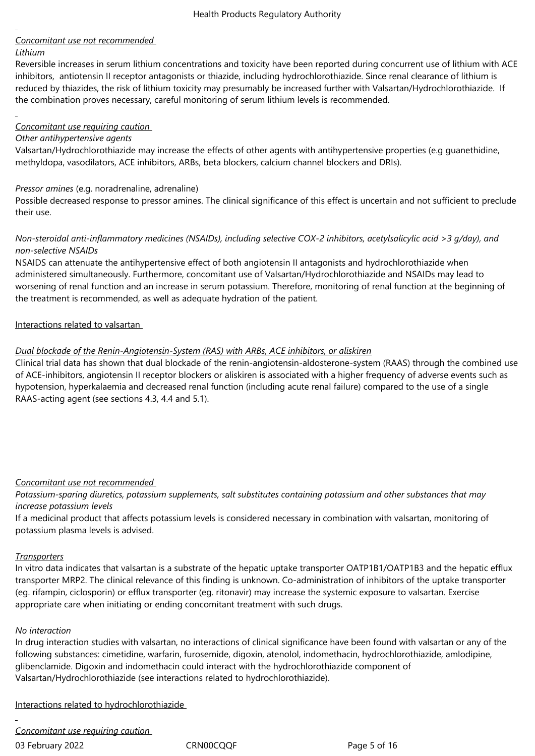*Concomitant use not recommended*

*Lithium*

Reversible increases in serum lithium concentrations and toxicity have been reported during concurrent use of lithium with ACE inhibitors, antiotensin II receptor antagonists or thiazide, including hydrochlorothiazide. Since renal clearance of lithium is reduced by thiazides, the risk of lithium toxicity may presumably be increased further with Valsartan/Hydrochlorothiazide. If the combination proves necessary, careful monitoring of serum lithium levels is recommended.

*Concomitant use requiring caution*

*Other antihypertensive agents*

Valsartan/Hydrochlorothiazide may increase the effects of other agents with antihypertensive properties (e.g guanethidine, methyldopa, vasodilators, ACE inhibitors, ARBs, beta blockers, calcium channel blockers and DRIs).

*Pressor amines* (e.g. noradrenaline, adrenaline)

Possible decreased response to pressor amines. The clinical significance of this effect is uncertain and not sufficient to preclude their use.

*Non-steroidal anti-inflammatory medicines (NSAIDs), including selective COX-2 inhibitors, acetylsalicylic acid >3 g/day), and non-selective NSAIDs*

NSAIDS can attenuate the antihypertensive effect of both angiotensin II antagonists and hydrochlorothiazide when administered simultaneously. Furthermore, concomitant use of Valsartan/Hydrochlorothiazide and NSAIDs may lead to worsening of renal function and an increase in serum potassium. Therefore, monitoring of renal function at the beginning of the treatment is recommended, as well as adequate hydration of the patient.

Interactions related to valsartan

*Dual blockade of the Renin-Angiotensin-System (RAS) with ARBs, ACE inhibitors, or aliskiren*

Clinical trial data has shown that dual blockade of the renin-angiotensin-aldosterone-system (RAAS) through the combined use of ACE-inhibitors, angiotensin II receptor blockers or aliskiren is associated with a higher frequency of adverse events such as hypotension, hyperkalaemia and decreased renal function (including acute renal failure) compared to the use of a single RAAS-acting agent (see sections 4.3, 4.4 and 5.1).

*Concomitant use not recommended*

*Potassium-sparing diuretics, potassium supplements, salt substitutes containing potassium and other substances that may increase potassium levels*

If a medicinal product that affects potassium levels is considered necessary in combination with valsartan, monitoring of potassium plasma levels is advised.

*Transporters*

In vitro data indicates that valsartan is a substrate of the hepatic uptake transporter OATP1B1/OATP1B3 and the hepatic efflux transporter MRP2. The clinical relevance of this finding is unknown. Co-administration of inhibitors of the uptake transporter (eg. rifampin, ciclosporin) or efflux transporter (eg. ritonavir) may increase the systemic exposure to valsartan. Exercise appropriate care when initiating or ending concomitant treatment with such drugs.

*No interaction*

In drug interaction studies with valsartan, no interactions of clinical significance have been found with valsartan or any of the following substances: cimetidine, warfarin, furosemide, digoxin, atenolol, indomethacin, hydrochlorothiazide, amlodipine, glibenclamide. Digoxin and indomethacin could interact with the hydrochlorothiazide component of Valsartan/Hydrochlorothiazide (see interactions related to hydrochlorothiazide).

Interactions related to hydrochlorothiazide

*Concomitant use requiring caution*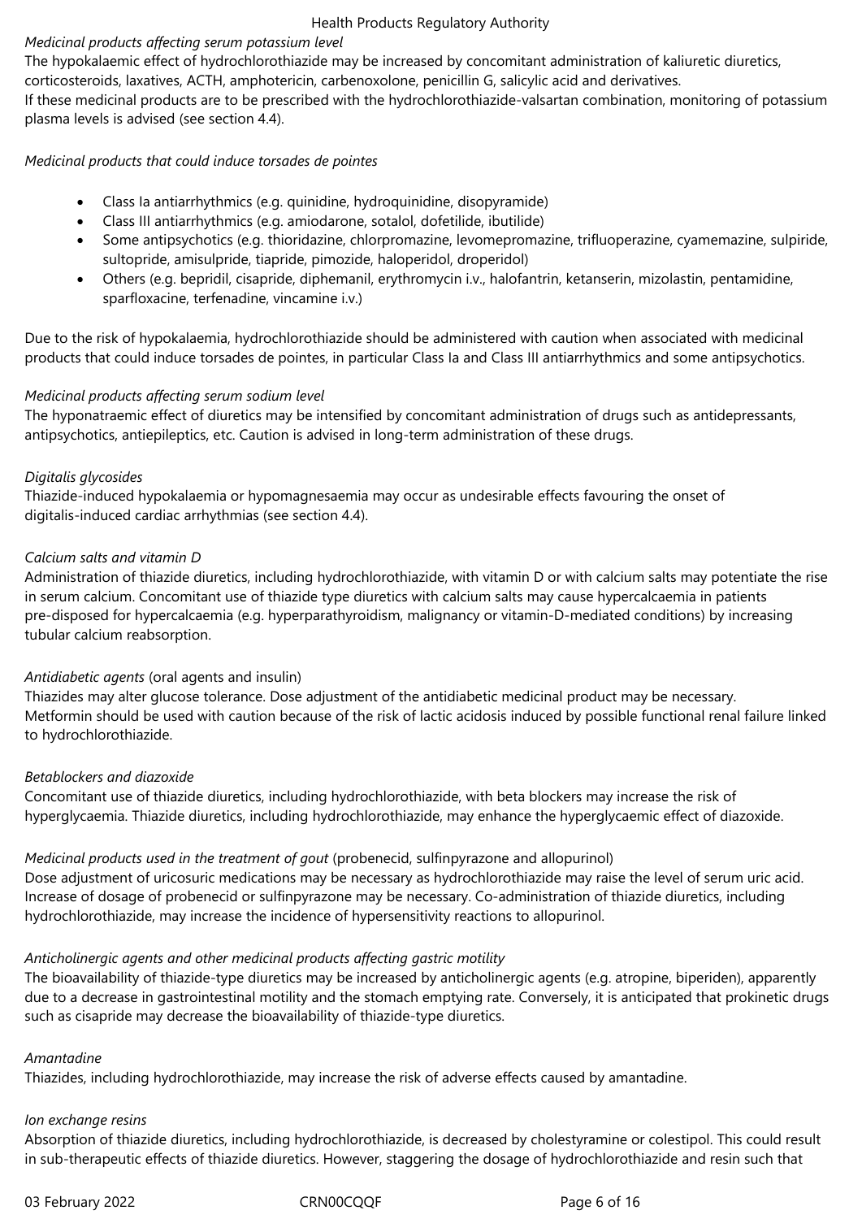*Medicinal products affecting serum potassium level*
The hypokalaemic effect of hydrochlorothiazide may be increased by concomitant administration of kaliuretic diuretics, corticosteroids, laxatives, ACTH, amphotericin, carbenoxolone, penicillin G, salicylic acid and derivatives.
If these medicinal products are to be prescribed with the hydrochlorothiazide-valsartan combination, monitoring of potassium plasma levels is advised (see section 4.4).

*Medicinal products that could induce torsades de pointes*

- Class Ia antiarrhythmics (e.g. quinidine, hydroquinidine, disopyramide)
- Class III antiarrhythmics (e.g. amiodarone, sotalol, dofetilide, ibutilide)
- Some antipsychotics (e.g. thioridazine, chlorpromazine, levomepromazine, trifluoperazine, cyamemazine, sulpiride, sultopride, amisulpride, tiapride, pimozide, haloperidol, droperidol)
- Others (e.g. bepridil, cisapride, diphemanil, erythromycin i.v., halofantrin, ketanserin, mizolastin, pentamidine, sparfloxacine, terfenadine, vincamine i.v.)

Due to the risk of hypokalaemia, hydrochlorothiazide should be administered with caution when associated with medicinal products that could induce torsades de pointes, in particular Class Ia and Class III antiarrhythmics and some antipsychotics.

*Medicinal products affecting serum sodium level*
The hyponatraemic effect of diuretics may be intensified by concomitant administration of drugs such as antidepressants, antipsychotics, antiepileptics, etc. Caution is advised in long-term administration of these drugs.

*Digitalis glycosides*
Thiazide-induced hypokalaemia or hypomagnesaemia may occur as undesirable effects favouring the onset of digitalis-induced cardiac arrhythmias (see section 4.4).

*Calcium salts and vitamin D*
Administration of thiazide diuretics, including hydrochlorothiazide, with vitamin D or with calcium salts may potentiate the rise in serum calcium. Concomitant use of thiazide type diuretics with calcium salts may cause hypercalcaemia in patients pre-disposed for hypercalcaemia (e.g. hyperparathyroidism, malignancy or vitamin-D-mediated conditions) by increasing tubular calcium reabsorption.

*Antidiabetic agents* (oral agents and insulin)
Thiazides may alter glucose tolerance. Dose adjustment of the antidiabetic medicinal product may be necessary.
Metformin should be used with caution because of the risk of lactic acidosis induced by possible functional renal failure linked to hydrochlorothiazide.

*Betablockers and diazoxide*
Concomitant use of thiazide diuretics, including hydrochlorothiazide, with beta blockers may increase the risk of hyperglycaemia. Thiazide diuretics, including hydrochlorothiazide, may enhance the hyperglycaemic effect of diazoxide.

*Medicinal products used in the treatment of gout* (probenecid, sulfinpyrazone and allopurinol)
Dose adjustment of uricosuric medications may be necessary as hydrochlorothiazide may raise the level of serum uric acid. Increase of dosage of probenecid or sulfinpyrazone may be necessary. Co-administration of thiazide diuretics, including hydrochlorothiazide, may increase the incidence of hypersensitivity reactions to allopurinol.

*Anticholinergic agents and other medicinal products affecting gastric motility*
The bioavailability of thiazide-type diuretics may be increased by anticholinergic agents (e.g. atropine, biperiden), apparently due to a decrease in gastrointestinal motility and the stomach emptying rate. Conversely, it is anticipated that prokinetic drugs such as cisapride may decrease the bioavailability of thiazide-type diuretics.

*Amantadine*
Thiazides, including hydrochlorothiazide, may increase the risk of adverse effects caused by amantadine.

*Ion exchange resins*
Absorption of thiazide diuretics, including hydrochlorothiazide, is decreased by cholestyramine or colestipol. This could result in sub-therapeutic effects of thiazide diuretics. However, staggering the dosage of hydrochlorothiazide and resin such that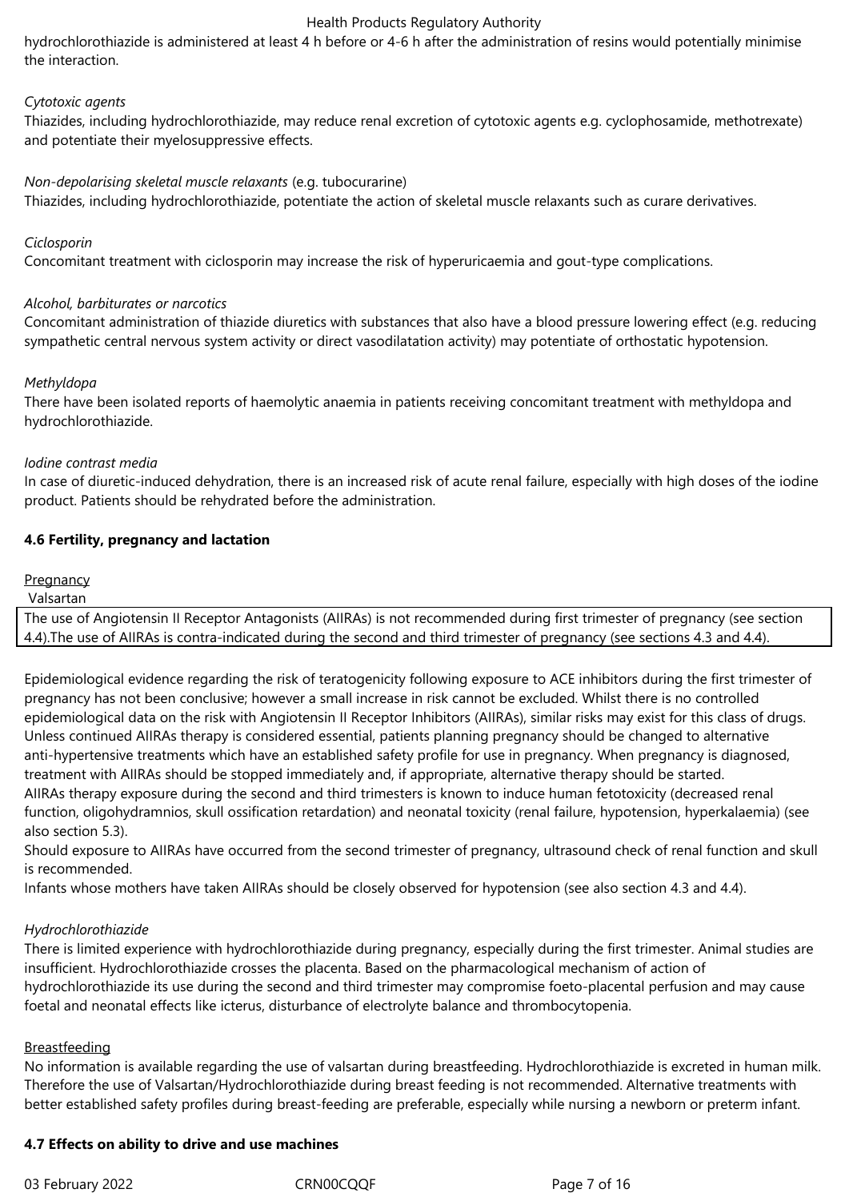hydrochlorothiazide is administered at least 4 h before or 4-6 h after the administration of resins would potentially minimise the interaction.

*Cytotoxic agents*

Thiazides, including hydrochlorothiazide, may reduce renal excretion of cytotoxic agents e.g. cyclophosamide, methotrexate) and potentiate their myelosuppressive effects.

*Non-depolarising skeletal muscle relaxants* (e.g. tubocurarine)

Thiazides, including hydrochlorothiazide, potentiate the action of skeletal muscle relaxants such as curare derivatives.

*Ciclosporin*

Concomitant treatment with ciclosporin may increase the risk of hyperuricaemia and gout-type complications.

*Alcohol, barbiturates or narcotics*

Concomitant administration of thiazide diuretics with substances that also have a blood pressure lowering effect (e.g. reducing sympathetic central nervous system activity or direct vasodilatation activity) may potentiate of orthostatic hypotension.

*Methyldopa*

There have been isolated reports of haemolytic anaemia in patients receiving concomitant treatment with methyldopa and hydrochlorothiazide.

*Iodine contrast media*

In case of diuretic-induced dehydration, there is an increased risk of acute renal failure, especially with high doses of the iodine product. Patients should be rehydrated before the administration.

**4.6 Fertility, pregnancy and lactation**

Pregnancy

Valsartan

| The use of Angiotensin II Receptor Antagonists (AIIRAs) is not recommended during first trimester of pregnancy (see section 4.4).The use of AIIRAs is contra-indicated during the second and third trimester of pregnancy (see sections 4.3 and 4.4). |
|---|

Epidemiological evidence regarding the risk of teratogenicity following exposure to ACE inhibitors during the first trimester of pregnancy has not been conclusive; however a small increase in risk cannot be excluded. Whilst there is no controlled epidemiological data on the risk with Angiotensin II Receptor Inhibitors (AIIRAs), similar risks may exist for this class of drugs. Unless continued AIIRAs therapy is considered essential, patients planning pregnancy should be changed to alternative anti-hypertensive treatments which have an established safety profile for use in pregnancy. When pregnancy is diagnosed, treatment with AIIRAs should be stopped immediately and, if appropriate, alternative therapy should be started.
AIIRAs therapy exposure during the second and third trimesters is known to induce human fetotoxicity (decreased renal function, oligohydramnios, skull ossification retardation) and neonatal toxicity (renal failure, hypotension, hyperkalaemia) (see also section 5.3).
Should exposure to AIIRAs have occurred from the second trimester of pregnancy, ultrasound check of renal function and skull is recommended.
Infants whose mothers have taken AIIRAs should be closely observed for hypotension (see also section 4.3 and 4.4).

*Hydrochlorothiazide*

There is limited experience with hydrochlorothiazide during pregnancy, especially during the first trimester. Animal studies are insufficient. Hydrochlorothiazide crosses the placenta. Based on the pharmacological mechanism of action of hydrochlorothiazide its use during the second and third trimester may compromise foeto-placental perfusion and may cause foetal and neonatal effects like icterus, disturbance of electrolyte balance and thrombocytopenia.

Breastfeeding

No information is available regarding the use of valsartan during breastfeeding. Hydrochlorothiazide is excreted in human milk. Therefore the use of Valsartan/Hydrochlorothiazide during breast feeding is not recommended. Alternative treatments with better established safety profiles during breast-feeding are preferable, especially while nursing a newborn or preterm infant.

**4.7 Effects on ability to drive and use machines**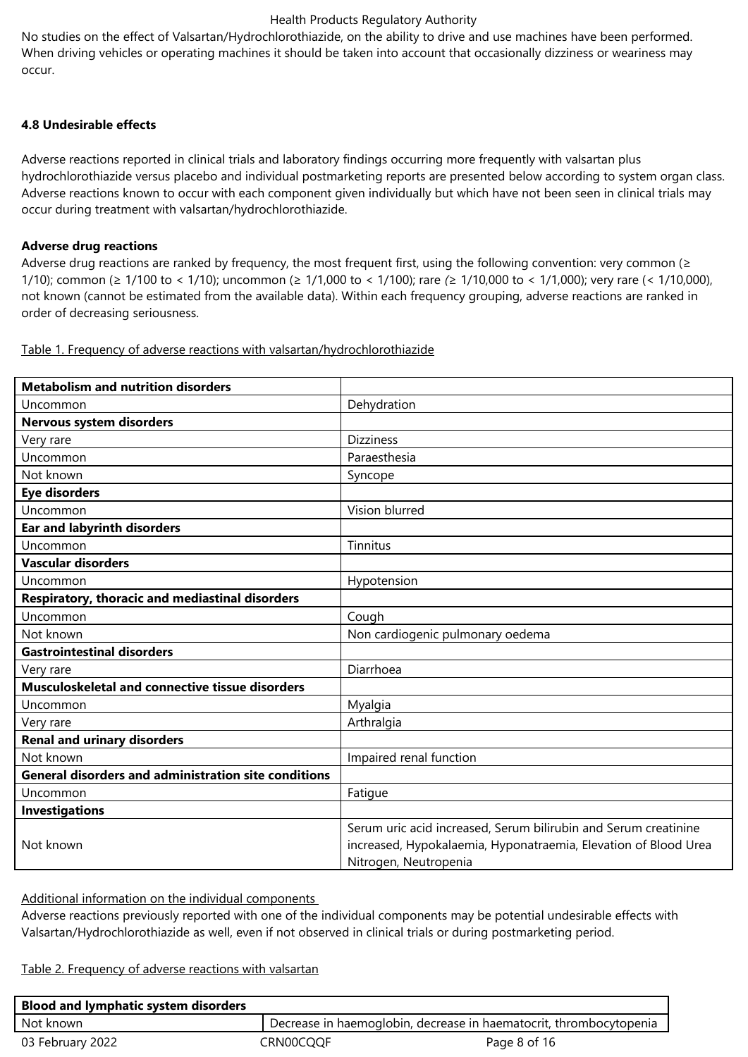No studies on the effect of Valsartan/Hydrochlorothiazide, on the ability to drive and use machines have been performed. When driving vehicles or operating machines it should be taken into account that occasionally dizziness or weariness may occur.

### 4.8 Undesirable effects

Adverse reactions reported in clinical trials and laboratory findings occurring more frequently with valsartan plus hydrochlorothiazide versus placebo and individual postmarketing reports are presented below according to system organ class. Adverse reactions known to occur with each component given individually but which have not been seen in clinical trials may occur during treatment with valsartan/hydrochlorothiazide.

**Adverse drug reactions**

Adverse drug reactions are ranked by frequency, the most frequent first, using the following convention: very common (≥ 1/10); common (≥ 1/100 to < 1/10); uncommon (≥ 1/1,000 to < 1/100); rare (≥ 1/10,000 to < 1/1,000); very rare (< 1/10,000), not known (cannot be estimated from the available data). Within each frequency grouping, adverse reactions are ranked in order of decreasing seriousness.

Table 1. Frequency of adverse reactions with valsartan/hydrochlorothiazide

| **Metabolism and nutrition disorders** | |
|---|---|
| Uncommon | Dehydration |
| **Nervous system disorders** | |
| Very rare | Dizziness |
| Uncommon | Paraesthesia |
| Not known | Syncope |
| **Eye disorders** | |
| Uncommon | Vision blurred |
| **Ear and labyrinth disorders** | |
| Uncommon | Tinnitus |
| **Vascular disorders** | |
| Uncommon | Hypotension |
| **Respiratory, thoracic and mediastinal disorders** | |
| Uncommon | Cough |
| Not known | Non cardiogenic pulmonary oedema |
| **Gastrointestinal disorders** | |
| Very rare | Diarrhoea |
| **Musculoskeletal and connective tissue disorders** | |
| Uncommon | Myalgia |
| Very rare | Arthralgia |
| **Renal and urinary disorders** | |
| Not known | Impaired renal function |
| **General disorders and administration site conditions** | |
| Uncommon | Fatigue |
| **Investigations** | |
| Not known | Serum uric acid increased, Serum bilirubin and Serum creatinine increased, Hypokalaemia, Hyponatraemia, Elevation of Blood Urea Nitrogen, Neutropenia |

Additional information on the individual components

Adverse reactions previously reported with one of the individual components may be potential undesirable effects with Valsartan/Hydrochlorothiazide as well, even if not observed in clinical trials or during postmarketing period.

Table 2. Frequency of adverse reactions with valsartan

| **Blood and lymphatic system disorders** | |
|---|---|
| Not known | Decrease in haemoglobin, decrease in haematocrit, thrombocytopenia |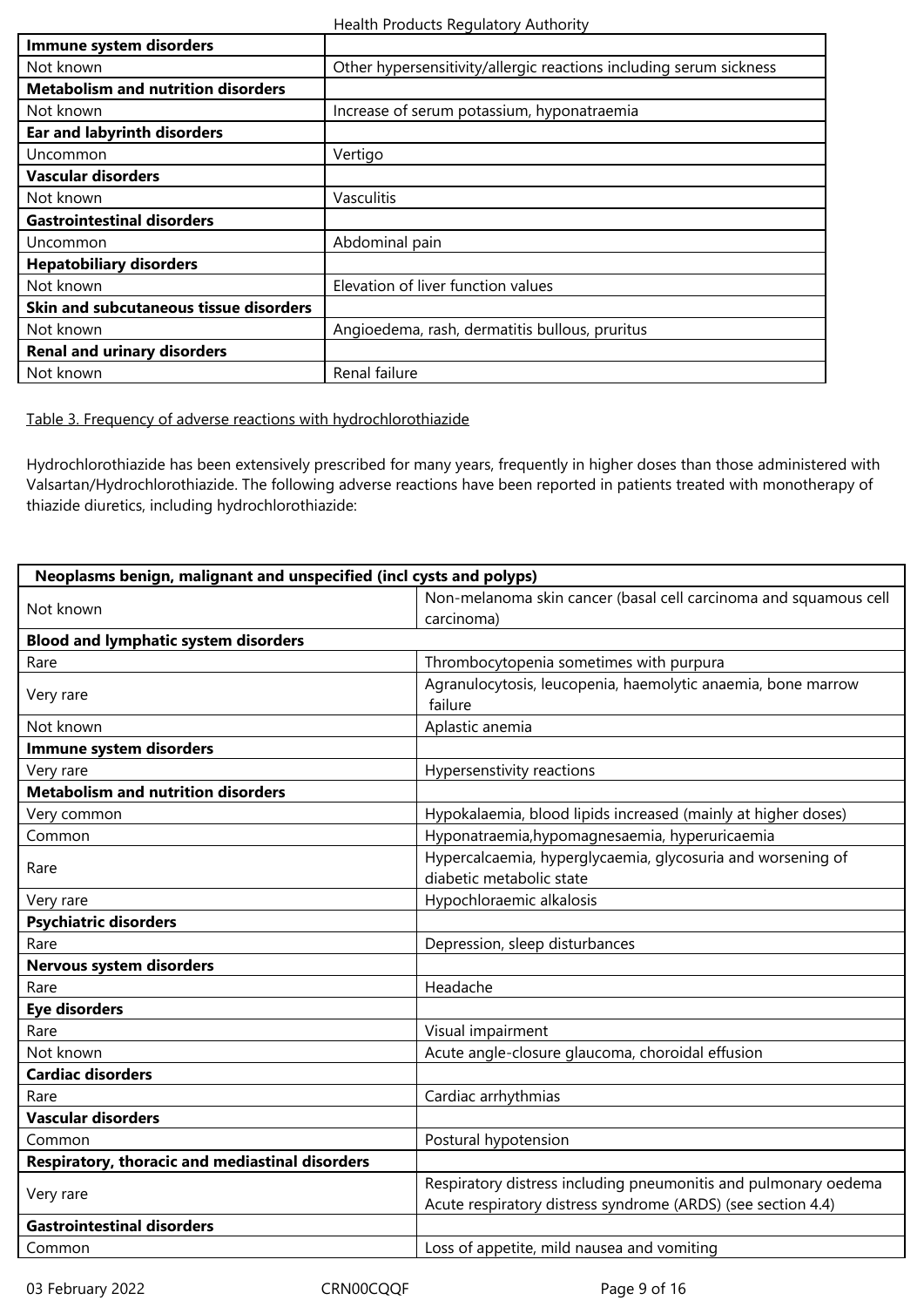| Immune system disorders | |
|---|---|
| Not known | Other hypersensitivity/allergic reactions including serum sickness |
| **Metabolism and nutrition disorders** | |
| Not known | Increase of serum potassium, hyponatraemia |
| **Ear and labyrinth disorders** | |
| Uncommon | Vertigo |
| **Vascular disorders** | |
| Not known | Vasculitis |
| **Gastrointestinal disorders** | |
| Uncommon | Abdominal pain |
| **Hepatobiliary disorders** | |
| Not known | Elevation of liver function values |
| **Skin and subcutaneous tissue disorders** | |
| Not known | Angioedema, rash, dermatitis bullous, pruritus |
| **Renal and urinary disorders** | |
| Not known | Renal failure |

Table 3. Frequency of adverse reactions with hydrochlorothiazide

Hydrochlorothiazide has been extensively prescribed for many years, frequently in higher doses than those administered with Valsartan/Hydrochlorothiazide. The following adverse reactions have been reported in patients treated with monotherapy of thiazide diuretics, including hydrochlorothiazide:

| Neoplasms benign, malignant and unspecified (incl cysts and polyps) | |
|---|---|
| Not known | Non-melanoma skin cancer (basal cell carcinoma and squamous cell carcinoma) |
| **Blood and lymphatic system disorders** | |
| Rare | Thrombocytopenia sometimes with purpura |
| Very rare | Agranulocytosis, leucopenia, haemolytic anaemia, bone marrow failure |
| Not known | Aplastic anemia |
| **Immune system disorders** | |
| Very rare | Hypersenstivity reactions |
| **Metabolism and nutrition disorders** | |
| Very common | Hypokalaemia, blood lipids increased (mainly at higher doses) |
| Common | Hyponatraemia,hypomagnesaemia, hyperuricaemia |
| Rare | Hypercalcaemia, hyperglycaemia, glycosuria and worsening of diabetic metabolic state |
| Very rare | Hypochloraemic alkalosis |
| **Psychiatric disorders** | |
| Rare | Depression, sleep disturbances |
| **Nervous system disorders** | |
| Rare | Headache |
| **Eye disorders** | |
| Rare | Visual impairment |
| Not known | Acute angle-closure glaucoma, choroidal effusion |
| **Cardiac disorders** | |
| Rare | Cardiac arrhythmias |
| **Vascular disorders** | |
| Common | Postural hypotension |
| **Respiratory, thoracic and mediastinal disorders** | |
| Very rare | Respiratory distress including pneumonitis and pulmonary oedema Acute respiratory distress syndrome (ARDS) (see section 4.4) |
| **Gastrointestinal disorders** | |
| Common | Loss of appetite, mild nausea and vomiting |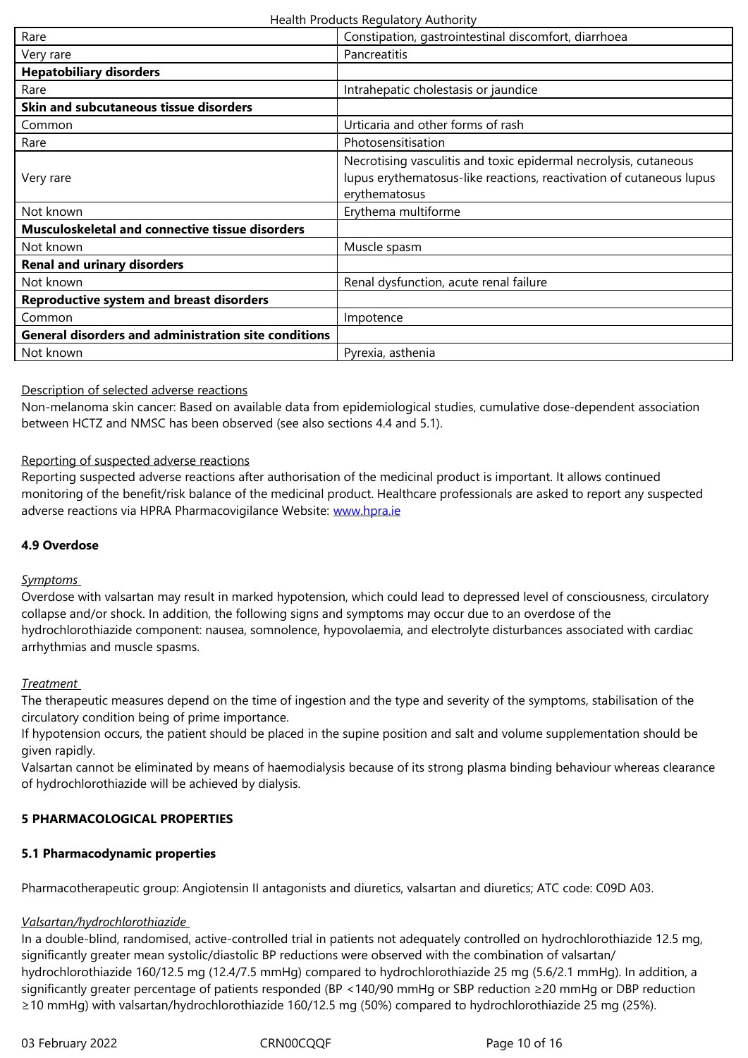| | |
|---|---|
| Rare | Constipation, gastrointestinal discomfort, diarrhoea |
| Very rare | Pancreatitis |
| **Hepatobiliary disorders** | |
| Rare | Intrahepatic cholestasis or jaundice |
| **Skin and subcutaneous tissue disorders** | |
| Common | Urticaria and other forms of rash |
| Rare | Photosensitisation |
| Very rare | Necrotising vasculitis and toxic epidermal necrolysis, cutaneous lupus erythematosus-like reactions, reactivation of cutaneous lupus erythematosus |
| Not known | Erythema multiforme |
| **Musculoskeletal and connective tissue disorders** | |
| Not known | Muscle spasm |
| **Renal and urinary disorders** | |
| Not known | Renal dysfunction, acute renal failure |
| **Reproductive system and breast disorders** | |
| Common | Impotence |
| **General disorders and administration site conditions** | |
| Not known | Pyrexia, asthenia |

Description of selected adverse reactions

Non-melanoma skin cancer: Based on available data from epidemiological studies, cumulative dose-dependent association between HCTZ and NMSC has been observed (see also sections 4.4 and 5.1).

Reporting of suspected adverse reactions

Reporting suspected adverse reactions after authorisation of the medicinal product is important. It allows continued monitoring of the benefit/risk balance of the medicinal product. Healthcare professionals are asked to report any suspected adverse reactions via HPRA Pharmacovigilance Website: www.hpra.ie

**4.9 Overdose**

*Symptoms*

Overdose with valsartan may result in marked hypotension, which could lead to depressed level of consciousness, circulatory collapse and/or shock. In addition, the following signs and symptoms may occur due to an overdose of the hydrochlorothiazide component: nausea, somnolence, hypovolaemia, and electrolyte disturbances associated with cardiac arrhythmias and muscle spasms.

*Treatment*

The therapeutic measures depend on the time of ingestion and the type and severity of the symptoms, stabilisation of the circulatory condition being of prime importance.

If hypotension occurs, the patient should be placed in the supine position and salt and volume supplementation should be given rapidly.

Valsartan cannot be eliminated by means of haemodialysis because of its strong plasma binding behaviour whereas clearance of hydrochlorothiazide will be achieved by dialysis.

**5 PHARMACOLOGICAL PROPERTIES**

**5.1 Pharmacodynamic properties**

Pharmacotherapeutic group: Angiotensin II antagonists and diuretics, valsartan and diuretics; ATC code: C09D A03.

*Valsartan/hydrochlorothiazide*

In a double-blind, randomised, active-controlled trial in patients not adequately controlled on hydrochlorothiazide 12.5 mg, significantly greater mean systolic/diastolic BP reductions were observed with the combination of valsartan/hydrochlorothiazide 160/12.5 mg (12.4/7.5 mmHg) compared to hydrochlorothiazide 25 mg (5.6/2.1 mmHg). In addition, a significantly greater percentage of patients responded (BP <140/90 mmHg or SBP reduction ≥20 mmHg or DBP reduction ≥10 mmHg) with valsartan/hydrochlorothiazide 160/12.5 mg (50%) compared to hydrochlorothiazide 25 mg (25%).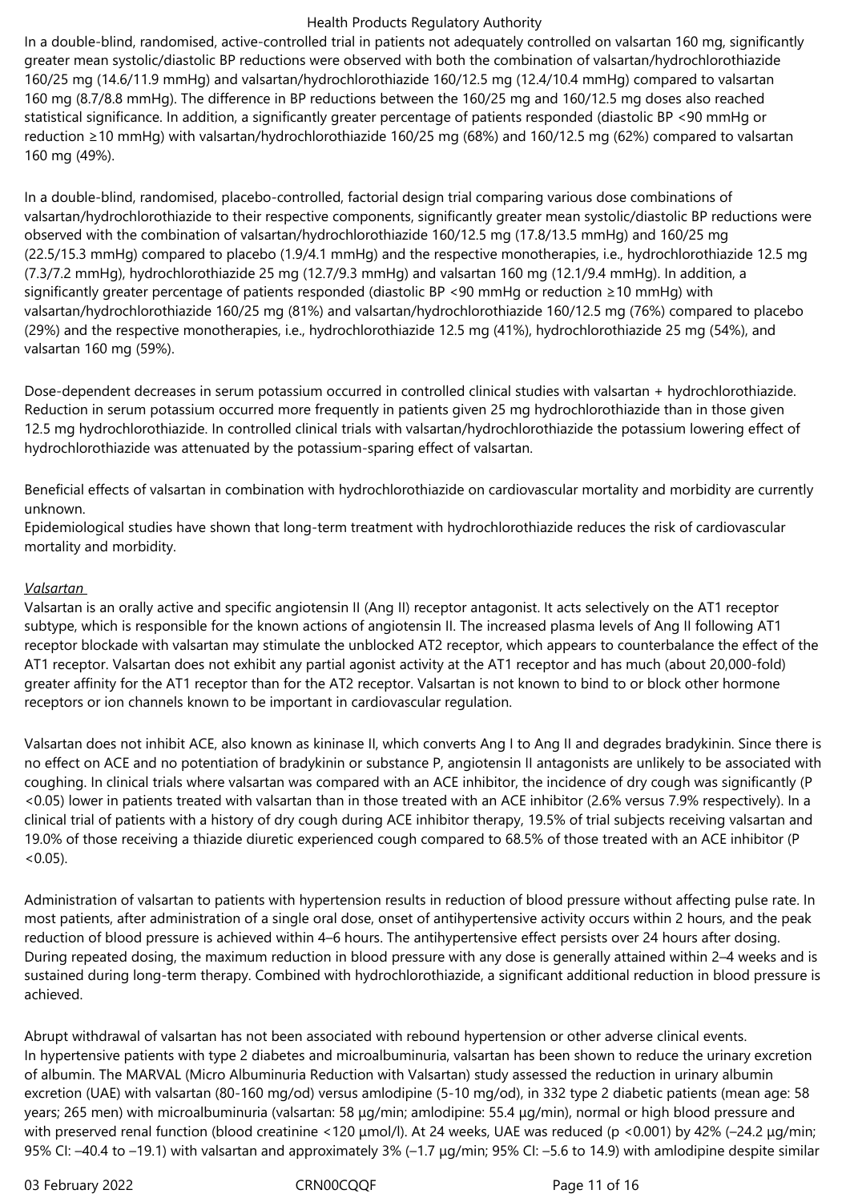In a double-blind, randomised, active-controlled trial in patients not adequately controlled on valsartan 160 mg, significantly greater mean systolic/diastolic BP reductions were observed with both the combination of valsartan/hydrochlorothiazide 160/25 mg (14.6/11.9 mmHg) and valsartan/hydrochlorothiazide 160/12.5 mg (12.4/10.4 mmHg) compared to valsartan 160 mg (8.7/8.8 mmHg). The difference in BP reductions between the 160/25 mg and 160/12.5 mg doses also reached statistical significance. In addition, a significantly greater percentage of patients responded (diastolic BP <90 mmHg or reduction ≥10 mmHg) with valsartan/hydrochlorothiazide 160/25 mg (68%) and 160/12.5 mg (62%) compared to valsartan 160 mg (49%).

In a double-blind, randomised, placebo-controlled, factorial design trial comparing various dose combinations of valsartan/hydrochlorothiazide to their respective components, significantly greater mean systolic/diastolic BP reductions were observed with the combination of valsartan/hydrochlorothiazide 160/12.5 mg (17.8/13.5 mmHg) and 160/25 mg (22.5/15.3 mmHg) compared to placebo (1.9/4.1 mmHg) and the respective monotherapies, i.e., hydrochlorothiazide 12.5 mg (7.3/7.2 mmHg), hydrochlorothiazide 25 mg (12.7/9.3 mmHg) and valsartan 160 mg (12.1/9.4 mmHg). In addition, a significantly greater percentage of patients responded (diastolic BP <90 mmHg or reduction ≥10 mmHg) with valsartan/hydrochlorothiazide 160/25 mg (81%) and valsartan/hydrochlorothiazide 160/12.5 mg (76%) compared to placebo (29%) and the respective monotherapies, i.e., hydrochlorothiazide 12.5 mg (41%), hydrochlorothiazide 25 mg (54%), and valsartan 160 mg (59%).

Dose-dependent decreases in serum potassium occurred in controlled clinical studies with valsartan + hydrochlorothiazide. Reduction in serum potassium occurred more frequently in patients given 25 mg hydrochlorothiazide than in those given 12.5 mg hydrochlorothiazide. In controlled clinical trials with valsartan/hydrochlorothiazide the potassium lowering effect of hydrochlorothiazide was attenuated by the potassium-sparing effect of valsartan.

Beneficial effects of valsartan in combination with hydrochlorothiazide on cardiovascular mortality and morbidity are currently unknown.
Epidemiological studies have shown that long-term treatment with hydrochlorothiazide reduces the risk of cardiovascular mortality and morbidity.

*Valsartan*

Valsartan is an orally active and specific angiotensin II (Ang II) receptor antagonist. It acts selectively on the AT1 receptor subtype, which is responsible for the known actions of angiotensin II. The increased plasma levels of Ang II following AT1 receptor blockade with valsartan may stimulate the unblocked AT2 receptor, which appears to counterbalance the effect of the AT1 receptor. Valsartan does not exhibit any partial agonist activity at the AT1 receptor and has much (about 20,000-fold) greater affinity for the AT1 receptor than for the AT2 receptor. Valsartan is not known to bind to or block other hormone receptors or ion channels known to be important in cardiovascular regulation.

Valsartan does not inhibit ACE, also known as kininase II, which converts Ang I to Ang II and degrades bradykinin. Since there is no effect on ACE and no potentiation of bradykinin or substance P, angiotensin II antagonists are unlikely to be associated with coughing. In clinical trials where valsartan was compared with an ACE inhibitor, the incidence of dry cough was significantly (P <0.05) lower in patients treated with valsartan than in those treated with an ACE inhibitor (2.6% versus 7.9% respectively). In a clinical trial of patients with a history of dry cough during ACE inhibitor therapy, 19.5% of trial subjects receiving valsartan and 19.0% of those receiving a thiazide diuretic experienced cough compared to 68.5% of those treated with an ACE inhibitor (P <0.05).

Administration of valsartan to patients with hypertension results in reduction of blood pressure without affecting pulse rate. In most patients, after administration of a single oral dose, onset of antihypertensive activity occurs within 2 hours, and the peak reduction of blood pressure is achieved within 4–6 hours. The antihypertensive effect persists over 24 hours after dosing. During repeated dosing, the maximum reduction in blood pressure with any dose is generally attained within 2–4 weeks and is sustained during long-term therapy. Combined with hydrochlorothiazide, a significant additional reduction in blood pressure is achieved.

Abrupt withdrawal of valsartan has not been associated with rebound hypertension or other adverse clinical events.
In hypertensive patients with type 2 diabetes and microalbuminuria, valsartan has been shown to reduce the urinary excretion of albumin. The MARVAL (Micro Albuminuria Reduction with Valsartan) study assessed the reduction in urinary albumin excretion (UAE) with valsartan (80-160 mg/od) versus amlodipine (5-10 mg/od), in 332 type 2 diabetic patients (mean age: 58 years; 265 men) with microalbuminuria (valsartan: 58 µg/min; amlodipine: 55.4 µg/min), normal or high blood pressure and with preserved renal function (blood creatinine <120 µmol/l). At 24 weeks, UAE was reduced (p <0.001) by 42% (–24.2 µg/min; 95% CI: –40.4 to –19.1) with valsartan and approximately 3% (–1.7 µg/min; 95% CI: –5.6 to 14.9) with amlodipine despite similar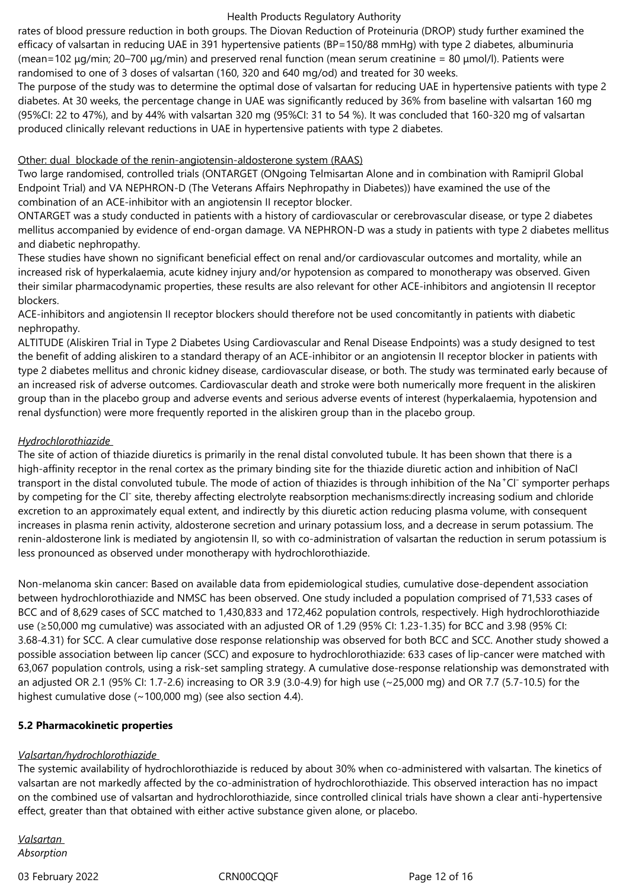rates of blood pressure reduction in both groups. The Diovan Reduction of Proteinuria (DROP) study further examined the efficacy of valsartan in reducing UAE in 391 hypertensive patients (BP=150/88 mmHg) with type 2 diabetes, albuminuria (mean=102 µg/min; 20–700 µg/min) and preserved renal function (mean serum creatinine = 80 µmol/l). Patients were randomised to one of 3 doses of valsartan (160, 320 and 640 mg/od) and treated for 30 weeks.

The purpose of the study was to determine the optimal dose of valsartan for reducing UAE in hypertensive patients with type 2 diabetes. At 30 weeks, the percentage change in UAE was significantly reduced by 36% from baseline with valsartan 160 mg (95%CI: 22 to 47%), and by 44% with valsartan 320 mg (95%CI: 31 to 54 %). It was concluded that 160-320 mg of valsartan produced clinically relevant reductions in UAE in hypertensive patients with type 2 diabetes.

Other: dual blockade of the renin-angiotensin-aldosterone system (RAAS)

Two large randomised, controlled trials (ONTARGET (ONgoing Telmisartan Alone and in combination with Ramipril Global Endpoint Trial) and VA NEPHRON-D (The Veterans Affairs Nephropathy in Diabetes)) have examined the use of the combination of an ACE-inhibitor with an angiotensin II receptor blocker.

ONTARGET was a study conducted in patients with a history of cardiovascular or cerebrovascular disease, or type 2 diabetes mellitus accompanied by evidence of end-organ damage. VA NEPHRON-D was a study in patients with type 2 diabetes mellitus and diabetic nephropathy.

These studies have shown no significant beneficial effect on renal and/or cardiovascular outcomes and mortality, while an increased risk of hyperkalaemia, acute kidney injury and/or hypotension as compared to monotherapy was observed. Given their similar pharmacodynamic properties, these results are also relevant for other ACE-inhibitors and angiotensin II receptor blockers.

ACE-inhibitors and angiotensin II receptor blockers should therefore not be used concomitantly in patients with diabetic nephropathy.

ALTITUDE (Aliskiren Trial in Type 2 Diabetes Using Cardiovascular and Renal Disease Endpoints) was a study designed to test the benefit of adding aliskiren to a standard therapy of an ACE-inhibitor or an angiotensin II receptor blocker in patients with type 2 diabetes mellitus and chronic kidney disease, cardiovascular disease, or both. The study was terminated early because of an increased risk of adverse outcomes. Cardiovascular death and stroke were both numerically more frequent in the aliskiren group than in the placebo group and adverse events and serious adverse events of interest (hyperkalaemia, hypotension and renal dysfunction) were more frequently reported in the aliskiren group than in the placebo group.

*Hydrochlorothiazide*

The site of action of thiazide diuretics is primarily in the renal distal convoluted tubule. It has been shown that there is a high-affinity receptor in the renal cortex as the primary binding site for the thiazide diuretic action and inhibition of NaCl transport in the distal convoluted tubule. The mode of action of thiazides is through inhibition of the $Na^+Cl^-$ symporter perhaps by competing for the $Cl^-$ site, thereby affecting electrolyte reabsorption mechanisms:directly increasing sodium and chloride excretion to an approximately equal extent, and indirectly by this diuretic action reducing plasma volume, with consequent increases in plasma renin activity, aldosterone secretion and urinary potassium loss, and a decrease in serum potassium. The renin-aldosterone link is mediated by angiotensin II, so with co-administration of valsartan the reduction in serum potassium is less pronounced as observed under monotherapy with hydrochlorothiazide.

Non-melanoma skin cancer: Based on available data from epidemiological studies, cumulative dose-dependent association between hydrochlorothiazide and NMSC has been observed. One study included a population comprised of 71,533 cases of BCC and of 8,629 cases of SCC matched to 1,430,833 and 172,462 population controls, respectively. High hydrochlorothiazide use (≥50,000 mg cumulative) was associated with an adjusted OR of 1.29 (95% CI: 1.23-1.35) for BCC and 3.98 (95% CI: 3.68-4.31) for SCC. A clear cumulative dose response relationship was observed for both BCC and SCC. Another study showed a possible association between lip cancer (SCC) and exposure to hydrochlorothiazide: 633 cases of lip-cancer were matched with 63,067 population controls, using a risk-set sampling strategy. A cumulative dose-response relationship was demonstrated with an adjusted OR 2.1 (95% CI: 1.7-2.6) increasing to OR 3.9 (3.0-4.9) for high use (~25,000 mg) and OR 7.7 (5.7-10.5) for the highest cumulative dose (~100,000 mg) (see also section 4.4).

**5.2 Pharmacokinetic properties**

*Valsartan/hydrochlorothiazide*

The systemic availability of hydrochlorothiazide is reduced by about 30% when co-administered with valsartan. The kinetics of valsartan are not markedly affected by the co-administration of hydrochlorothiazide. This observed interaction has no impact on the combined use of valsartan and hydrochlorothiazide, since controlled clinical trials have shown a clear anti-hypertensive effect, greater than that obtained with either active substance given alone, or placebo.

*Valsartan*

*Absorption*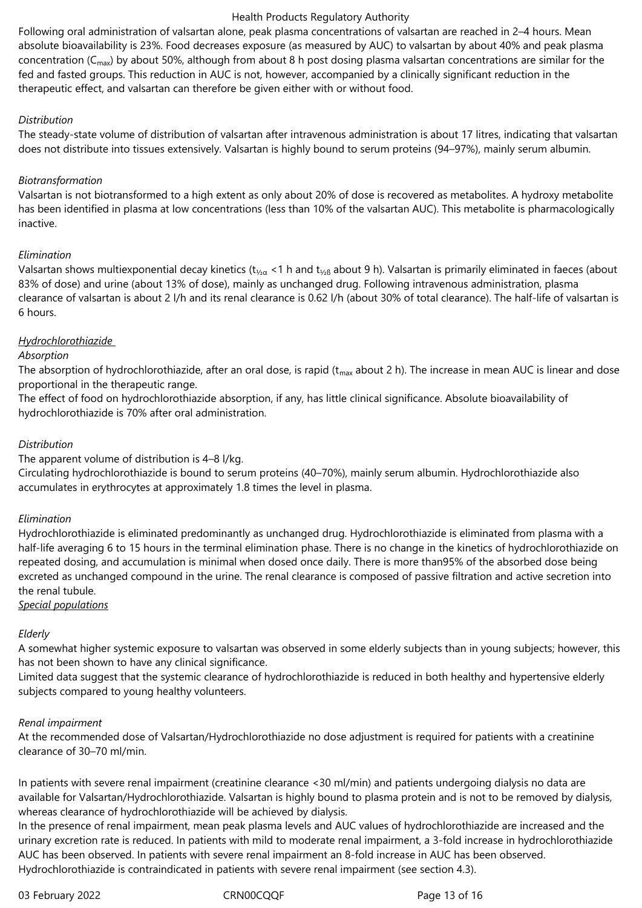Following oral administration of valsartan alone, peak plasma concentrations of valsartan are reached in 2–4 hours. Mean absolute bioavailability is 23%. Food decreases exposure (as measured by AUC) to valsartan by about 40% and peak plasma concentration ($C_{max}$) by about 50%, although from about 8 h post dosing plasma valsartan concentrations are similar for the fed and fasted groups. This reduction in AUC is not, however, accompanied by a clinically significant reduction in the therapeutic effect, and valsartan can therefore be given either with or without food.

*Distribution*

The steady-state volume of distribution of valsartan after intravenous administration is about 17 litres, indicating that valsartan does not distribute into tissues extensively. Valsartan is highly bound to serum proteins (94–97%), mainly serum albumin.

*Biotransformation*

Valsartan is not biotransformed to a high extent as only about 20% of dose is recovered as metabolites. A hydroxy metabolite has been identified in plasma at low concentrations (less than 10% of the valsartan AUC). This metabolite is pharmacologically inactive.

*Elimination*

Valsartan shows multiexponential decay kinetics ($t_{½α}$ <1 h and $t_{½ß}$ about 9 h). Valsartan is primarily eliminated in faeces (about 83% of dose) and urine (about 13% of dose), mainly as unchanged drug. Following intravenous administration, plasma clearance of valsartan is about 2 l/h and its renal clearance is 0.62 l/h (about 30% of total clearance). The half-life of valsartan is 6 hours.

<u>Hydrochlorothiazide</u>

*Absorption*

The absorption of hydrochlorothiazide, after an oral dose, is rapid ($t_{max}$ about 2 h). The increase in mean AUC is linear and dose proportional in the therapeutic range.

The effect of food on hydrochlorothiazide absorption, if any, has little clinical significance. Absolute bioavailability of hydrochlorothiazide is 70% after oral administration.

*Distribution*

The apparent volume of distribution is 4–8 l/kg.

Circulating hydrochlorothiazide is bound to serum proteins (40–70%), mainly serum albumin. Hydrochlorothiazide also accumulates in erythrocytes at approximately 1.8 times the level in plasma.

*Elimination*

Hydrochlorothiazide is eliminated predominantly as unchanged drug. Hydrochlorothiazide is eliminated from plasma with a half-life averaging 6 to 15 hours in the terminal elimination phase. There is no change in the kinetics of hydrochlorothiazide on repeated dosing, and accumulation is minimal when dosed once daily. There is more than95% of the absorbed dose being excreted as unchanged compound in the urine. The renal clearance is composed of passive filtration and active secretion into the renal tubule.

<u>Special populations</u>

*Elderly*

A somewhat higher systemic exposure to valsartan was observed in some elderly subjects than in young subjects; however, this has not been shown to have any clinical significance.

Limited data suggest that the systemic clearance of hydrochlorothiazide is reduced in both healthy and hypertensive elderly subjects compared to young healthy volunteers.

*Renal impairment*

At the recommended dose of Valsartan/Hydrochlorothiazide no dose adjustment is required for patients with a creatinine clearance of 30–70 ml/min.

In patients with severe renal impairment (creatinine clearance <30 ml/min) and patients undergoing dialysis no data are available for Valsartan/Hydrochlorothiazide. Valsartan is highly bound to plasma protein and is not to be removed by dialysis, whereas clearance of hydrochlorothiazide will be achieved by dialysis.

In the presence of renal impairment, mean peak plasma levels and AUC values of hydrochlorothiazide are increased and the urinary excretion rate is reduced. In patients with mild to moderate renal impairment, a 3-fold increase in hydrochlorothiazide AUC has been observed. In patients with severe renal impairment an 8-fold increase in AUC has been observed. Hydrochlorothiazide is contraindicated in patients with severe renal impairment (see section 4.3).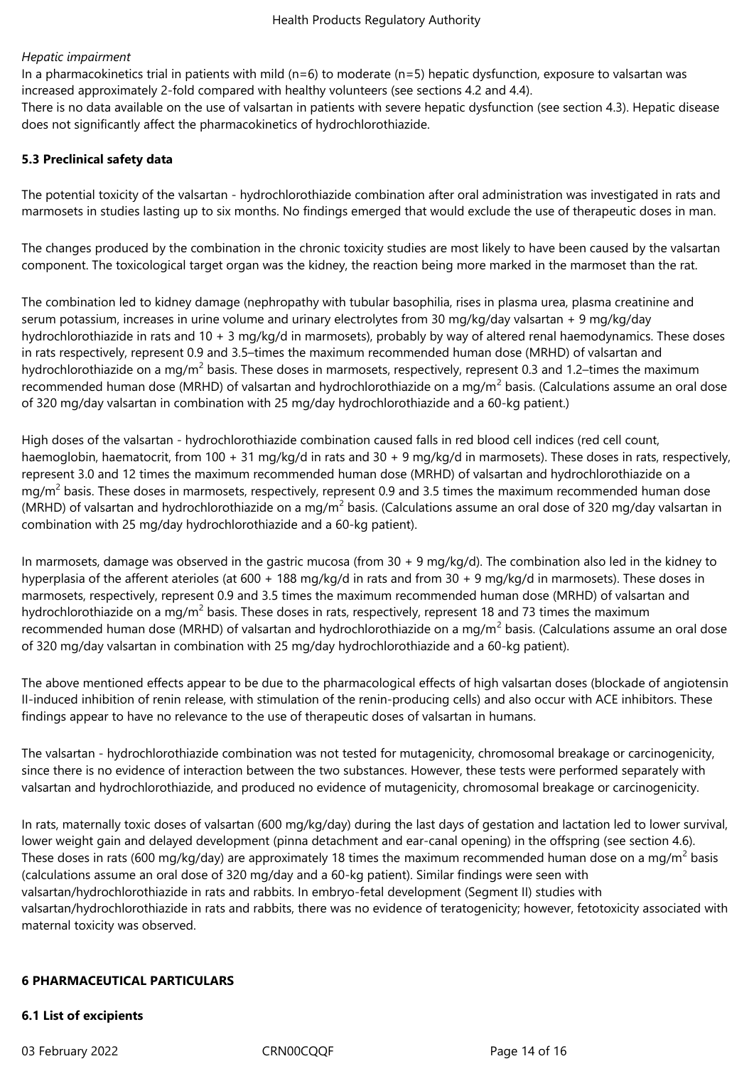*Hepatic impairment*

In a pharmacokinetics trial in patients with mild (n=6) to moderate (n=5) hepatic dysfunction, exposure to valsartan was increased approximately 2-fold compared with healthy volunteers (see sections 4.2 and 4.4).

There is no data available on the use of valsartan in patients with severe hepatic dysfunction (see section 4.3). Hepatic disease does not significantly affect the pharmacokinetics of hydrochlorothiazide.

**5.3 Preclinical safety data**

The potential toxicity of the valsartan - hydrochlorothiazide combination after oral administration was investigated in rats and marmosets in studies lasting up to six months. No findings emerged that would exclude the use of therapeutic doses in man.

The changes produced by the combination in the chronic toxicity studies are most likely to have been caused by the valsartan component. The toxicological target organ was the kidney, the reaction being more marked in the marmoset than the rat.

The combination led to kidney damage (nephropathy with tubular basophilia, rises in plasma urea, plasma creatinine and serum potassium, increases in urine volume and urinary electrolytes from 30 mg/kg/day valsartan + 9 mg/kg/day hydrochlorothiazide in rats and 10 + 3 mg/kg/d in marmosets), probably by way of altered renal haemodynamics. These doses in rats respectively, represent 0.9 and 3.5–times the maximum recommended human dose (MRHD) of valsartan and hydrochlorothiazide on a mg/$m^2$ basis. These doses in marmosets, respectively, represent 0.3 and 1.2–times the maximum recommended human dose (MRHD) of valsartan and hydrochlorothiazide on a mg/$m^2$ basis. (Calculations assume an oral dose of 320 mg/day valsartan in combination with 25 mg/day hydrochlorothiazide and a 60-kg patient.)

High doses of the valsartan - hydrochlorothiazide combination caused falls in red blood cell indices (red cell count, haemoglobin, haematocrit, from 100 + 31 mg/kg/d in rats and 30 + 9 mg/kg/d in marmosets). These doses in rats, respectively, represent 3.0 and 12 times the maximum recommended human dose (MRHD) of valsartan and hydrochlorothiazide on a mg/$m^2$ basis. These doses in marmosets, respectively, represent 0.9 and 3.5 times the maximum recommended human dose (MRHD) of valsartan and hydrochlorothiazide on a mg/$m^2$ basis. (Calculations assume an oral dose of 320 mg/day valsartan in combination with 25 mg/day hydrochlorothiazide and a 60-kg patient).

In marmosets, damage was observed in the gastric mucosa (from 30 + 9 mg/kg/d). The combination also led in the kidney to hyperplasia of the afferent arterioles (at 600 + 188 mg/kg/d in rats and from 30 + 9 mg/kg/d in marmosets). These doses in marmosets, respectively, represent 0.9 and 3.5 times the maximum recommended human dose (MRHD) of valsartan and hydrochlorothiazide on a mg/$m^2$ basis. These doses in rats, respectively, represent 18 and 73 times the maximum recommended human dose (MRHD) of valsartan and hydrochlorothiazide on a mg/$m^2$ basis. (Calculations assume an oral dose of 320 mg/day valsartan in combination with 25 mg/day hydrochlorothiazide and a 60-kg patient).

The above mentioned effects appear to be due to the pharmacological effects of high valsartan doses (blockade of angiotensin II-induced inhibition of renin release, with stimulation of the renin-producing cells) and also occur with ACE inhibitors. These findings appear to have no relevance to the use of therapeutic doses of valsartan in humans.

The valsartan - hydrochlorothiazide combination was not tested for mutagenicity, chromosomal breakage or carcinogenicity, since there is no evidence of interaction between the two substances. However, these tests were performed separately with valsartan and hydrochlorothiazide, and produced no evidence of mutagenicity, chromosomal breakage or carcinogenicity.

In rats, maternally toxic doses of valsartan (600 mg/kg/day) during the last days of gestation and lactation led to lower survival, lower weight gain and delayed development (pinna detachment and ear-canal opening) in the offspring (see section 4.6). These doses in rats (600 mg/kg/day) are approximately 18 times the maximum recommended human dose on a mg/$m^2$ basis (calculations assume an oral dose of 320 mg/day and a 60-kg patient). Similar findings were seen with valsartan/hydrochlorothiazide in rats and rabbits. In embryo-fetal development (Segment II) studies with valsartan/hydrochlorothiazide in rats and rabbits, there was no evidence of teratogenicity; however, fetotoxicity associated with maternal toxicity was observed.

**6 PHARMACEUTICAL PARTICULARS**

**6.1 List of excipients**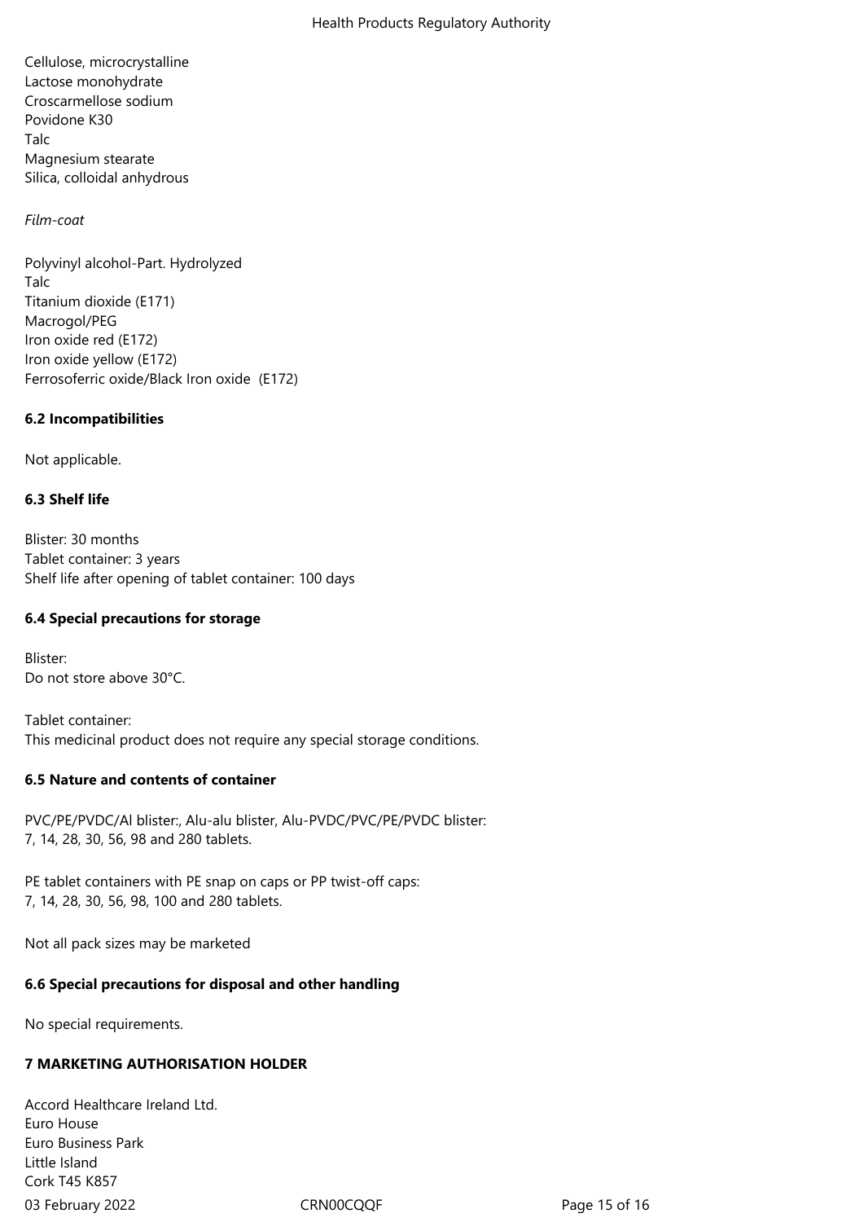Cellulose, microcrystalline
Lactose monohydrate
Croscarmellose sodium
Povidone K30
Talc
Magnesium stearate
Silica, colloidal anhydrous

*Film-coat*

Polyvinyl alcohol-Part. Hydrolyzed
Talc
Titanium dioxide (E171)
Macrogol/PEG
Iron oxide red (E172)
Iron oxide yellow (E172)
Ferrosoferric oxide/Black Iron oxide (E172)

**6.2 Incompatibilities**

Not applicable.

**6.3 Shelf life**

Blister: 30 months
Tablet container: 3 years
Shelf life after opening of tablet container: 100 days

**6.4 Special precautions for storage**

Blister:
Do not store above 30°C.

Tablet container:
This medicinal product does not require any special storage conditions.

**6.5 Nature and contents of container**

PVC/PE/PVDC/Al blister:, Alu-alu blister, Alu-PVDC/PVC/PE/PVDC blister:
7, 14, 28, 30, 56, 98 and 280 tablets.

PE tablet containers with PE snap on caps or PP twist-off caps:
7, 14, 28, 30, 56, 98, 100 and 280 tablets.

Not all pack sizes may be marketed

**6.6 Special precautions for disposal and other handling**

No special requirements.

**7 MARKETING AUTHORISATION HOLDER**

Accord Healthcare Ireland Ltd.
Euro House
Euro Business Park
Little Island
Cork T45 K857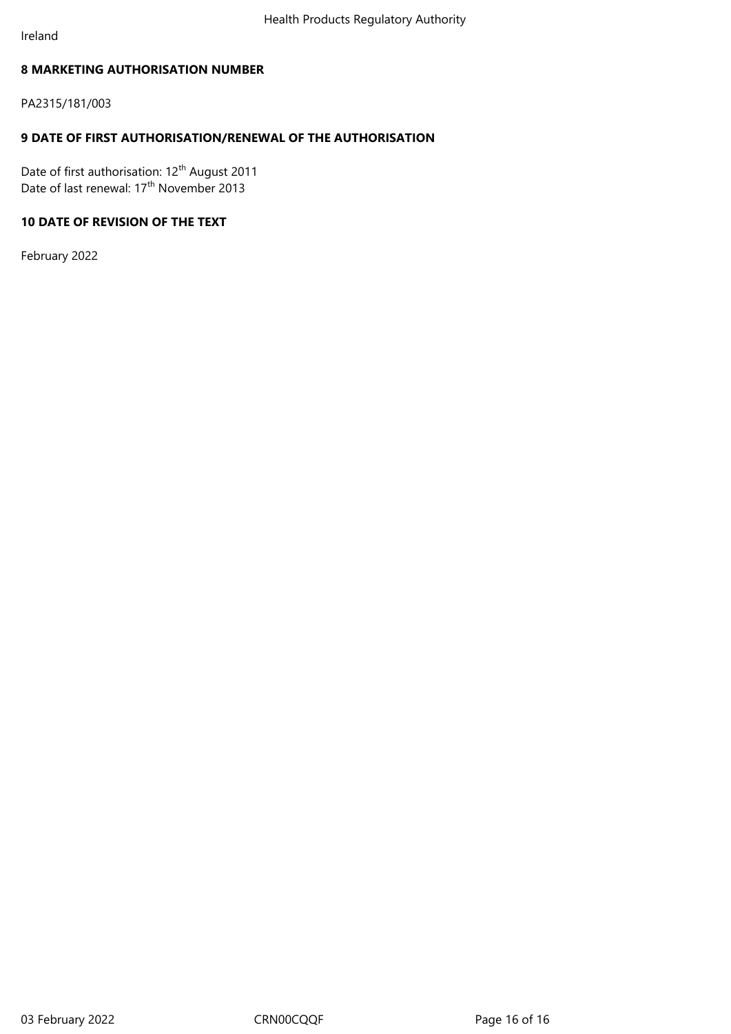Ireland

## 8 MARKETING AUTHORISATION NUMBER

PA2315/181/003

## 9 DATE OF FIRST AUTHORISATION/RENEWAL OF THE AUTHORISATION

Date of first authorisation: 12th August 2011
Date of last renewal: 17th November 2013

## 10 DATE OF REVISION OF THE TEXT

February 2022